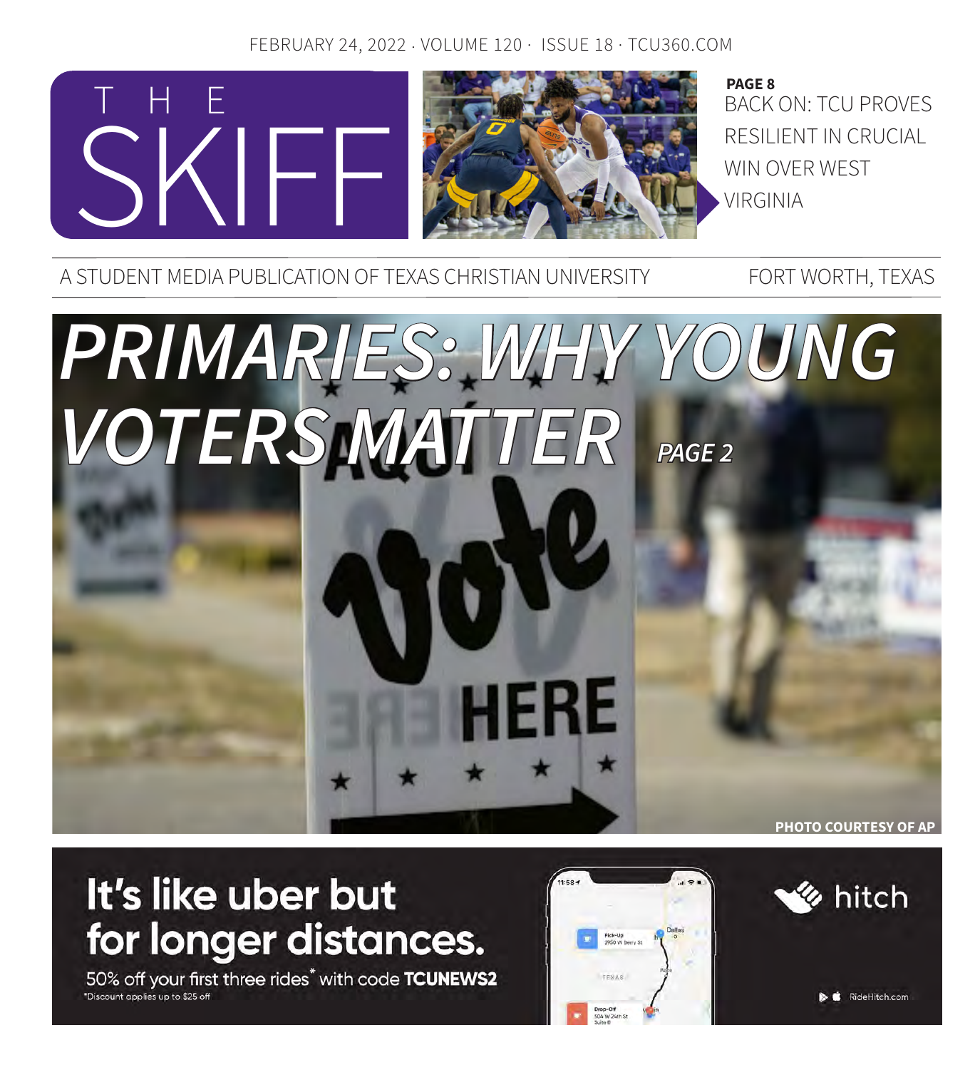FEBRUARY 24, 2022 · VOLUME 120 · ISSUE 18 · TCU360.COM

# THE SKIFF

**PAGE 8**

BACK ON: TCU PROVES RESILIENT IN CRUCIAL WIN OVER WEST VIRGINIA

A STUDENT MEDIA PUBLICATION OF TEXAS CHRISTIAN UNIVERSITY — FORT WORTH, TEXAS

# *PRIMARIES: WHY YOUNG VOTERS MATTER*

*PAGE 2*

PHOTO COURTESY OF AP

It's like uber but for longer distances.

50% off your first three rides* with code **TCUNEWS2**

*Discount applies up to $25 off

hitch

RideHitch.com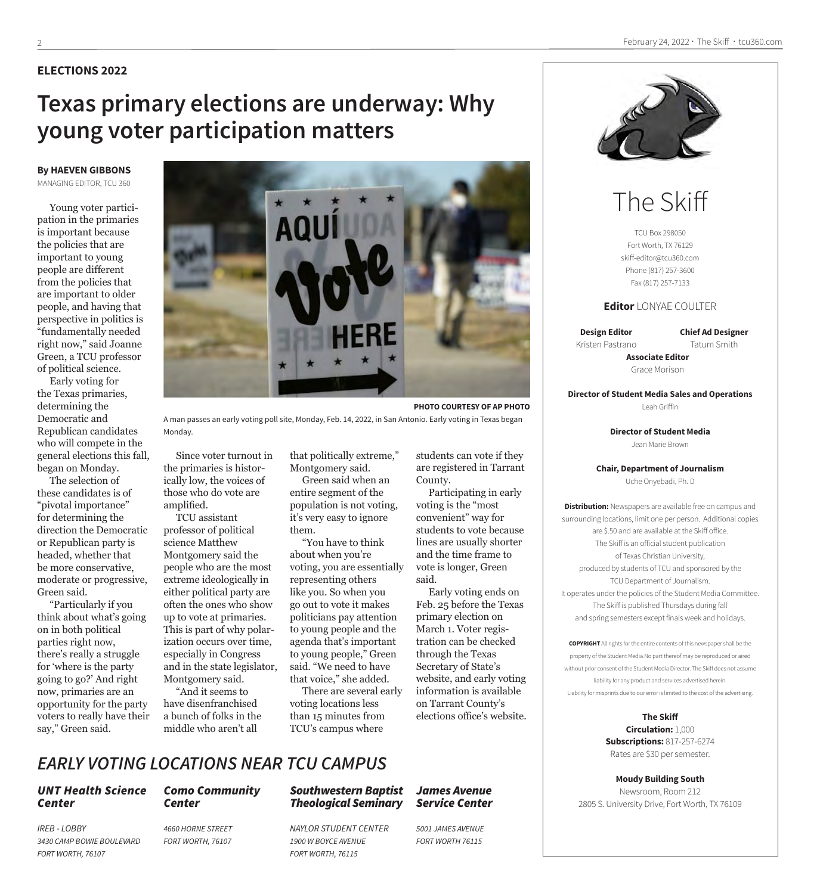**ELECTIONS 2022**

# Texas primary elections are underway: Why young voter participation matters

**By HAEVEN GIBBONS**
MANAGING EDITOR, TCU 360

Young voter participation in the primaries is important because the policies that are important to young people are different from the policies that are important to older people, and having that perspective in politics is "fundamentally needed right now," said Joanne Green, a TCU professor of political science.

Early voting for the Texas primaries, determining the Democratic and Republican candidates who will compete in the general elections this fall, began on Monday.

The selection of these candidates is of "pivotal importance" for determining the direction the Democratic or Republican party is headed, whether that be more conservative, moderate or progressive, Green said.

"Particularly if you think about what's going on in both political parties right now, there's really a struggle for 'where is the party going to go?' And right now, primaries are an opportunity for the party voters to really have their say," Green said.

**PHOTO COURTESY OF AP PHOTO**

A man passes an early voting poll site, Monday, Feb. 14, 2022, in San Antonio. Early voting in Texas began Monday.

Since voter turnout in the primaries is historically low, the voices of those who do vote are amplified.

TCU assistant professor of political science Matthew Montgomery said the people who are the most extreme ideologically in either political party are often the ones who show up to vote at primaries. This is part of why polarization occurs over time, especially in Congress and in the state legislator, Montgomery said.

"And it seems to have disenfranchised a bunch of folks in the middle who aren't all that politically extreme," Montgomery said.

Green said when an entire segment of the population is not voting, it's very easy to ignore them.

"You have to think about when you're voting, you are essentially representing others like you. So when you go out to vote it makes politicians pay attention to young people and the agenda that's important to young people," Green said. "We need to have that voice," she added.

There are several early voting locations less than 15 minutes from TCU's campus where students can vote if they are registered in Tarrant County.

Participating in early voting is the "most convenient" way for students to vote because lines are usually shorter and the time frame to vote is longer, Green said.

Early voting ends on Feb. 25 before the Texas primary election on March 1. Voter registration can be checked through the Texas Secretary of State's website, and early voting information is available on Tarrant County's elections office's website.

## *EARLY VOTING LOCATIONS NEAR TCU CAMPUS*

### *UNT Health Science Center*

*IREB - LOBBY*
*3430 CAMP BOWIE BOULEVARD*
*FORT WORTH, 76107*

### *Como Community Center*

*4660 HORNE STREET*
*FORT WORTH, 76107*

### *Southwestern Baptist Theological Seminary*

*NAYLOR STUDENT CENTER*
*1900 W BOYCE AVENUE*
*FORT WORTH, 76115*

### *James Avenue Service Center*

*5001 JAMES AVENUE*
*FORT WORTH 76115*

---

# The Skiff

TCU Box 298050
Fort Worth, TX 76129
skiff-editor@tcu360.com
Phone (817) 257-3600
Fax (817) 257-7133

**Editor** LONYAE COULTER

**Design Editor**
Kristen Pastrano

**Chief Ad Designer**
Tatum Smith

**Associate Editor**
Grace Morison

**Director of Student Media Sales and Operations**
Leah Griffin

**Director of Student Media**
Jean Marie Brown

**Chair, Department of Journalism**
Uche Onyebadi, Ph. D

**Distribution:** Newspapers are available free on campus and surrounding locations, limit one per person. Additional copies are $.50 and are available at the Skiff office. The Skiff is an official student publication of Texas Christian University, produced by students of TCU and sponsored by the TCU Department of Journalism. It operates under the policies of the Student Media Committee. The Skiff is published Thursdays during fall and spring semesters except finals week and holidays.

**COPYRIGHT** All rights for the entire contents of this newspaper shall be the property of the Student Media.No part thereof may be reproduced or aired without prior consent of the Student Media Director. The Skiff does not assume liability for any product and services advertised herein. Liability for misprints due to our error is limited to the cost of the advertising.

**The Skiff**
**Circulation:** 1,000
**Subscriptions:** 817-257-6274
Rates are $30 per semester.

**Moody Building South**
Newsroom, Room 212
2805 S. University Drive, Fort Worth, TX 76109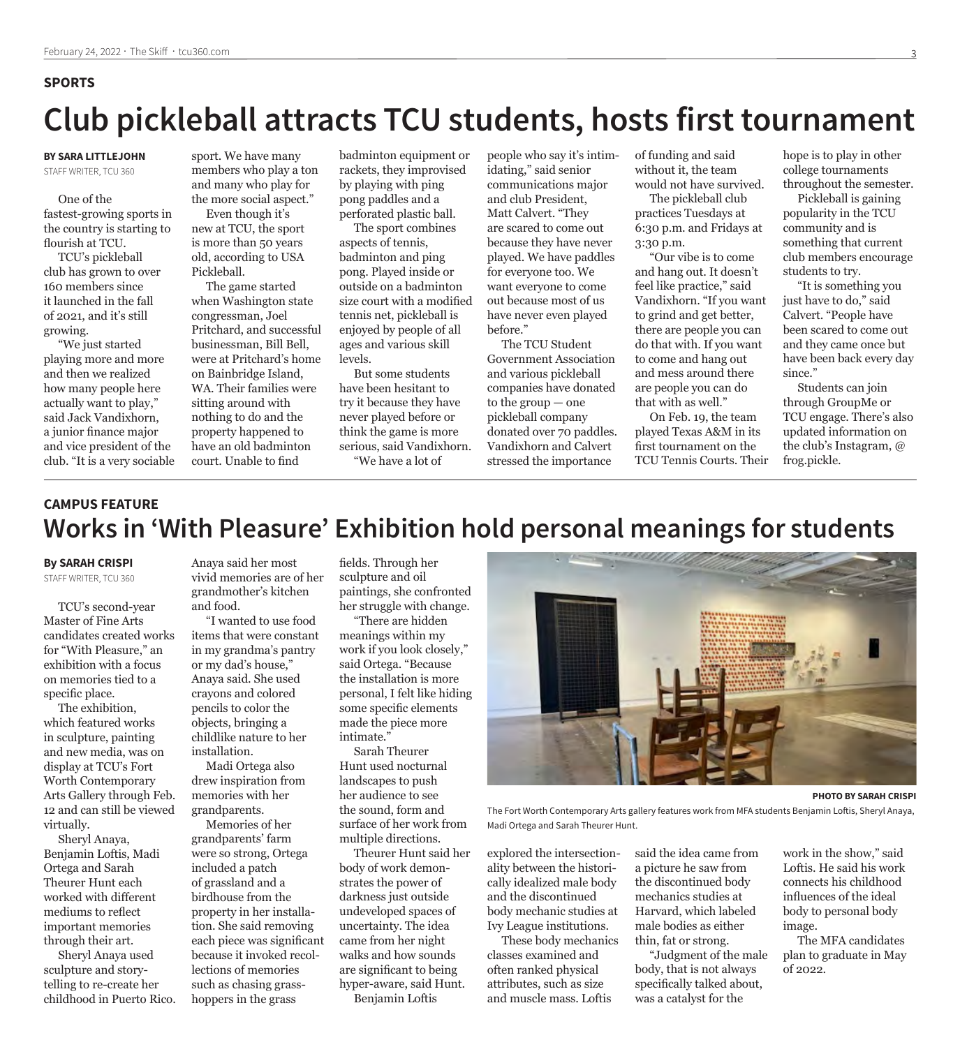SPORTS

# Club pickleball attracts TCU students, hosts first tournament

**BY SARA LITTLEJOHN**
STAFF WRITER, TCU 360

One of the fastest-growing sports in the country is starting to flourish at TCU.

TCU's pickleball club has grown to over 160 members since it launched in the fall of 2021, and it's still growing.

"We just started playing more and more and then we realized how many people here actually want to play," said Jack Vandixhorn, a junior finance major and vice president of the club. "It is a very sociable sport. We have many members who play a ton and many who play for the more social aspect."

Even though it's new at TCU, the sport is more than 50 years old, according to USA Pickleball.

The game started when Washington state congressman, Joel Pritchard, and successful businessman, Bill Bell, were at Pritchard's home on Bainbridge Island, WA. Their families were sitting around with nothing to do and the property happened to have an old badminton court. Unable to find badminton equipment or rackets, they improvised by playing with ping pong paddles and a perforated plastic ball.

The sport combines aspects of tennis, badminton and ping pong. Played inside or outside on a badminton size court with a modified tennis net, pickleball is enjoyed by people of all ages and various skill levels.

But some students have been hesitant to try it because they have never played before or think the game is more serious, said Vandixhorn.

"We have a lot of people who say it's intimidating," said senior communications major and club President, Matt Calvert. "They are scared to come out because they have never played. We have paddles for everyone too. We want everyone to come out because most of us have never even played before."

The TCU Student Government Association and various pickleball companies have donated to the group — one pickleball company donated over 70 paddles. Vandixhorn and Calvert stressed the importance of funding and said without it, the team would not have survived.

The pickleball club practices Tuesdays at 6:30 p.m. and Fridays at 3:30 p.m.

"Our vibe is to come and hang out. It doesn't feel like practice," said Vandixhorn. "If you want to grind and get better, there are people you can do that with. If you want to come and hang out and mess around there are people you can do that with as well."

On Feb. 19, the team played Texas A&M in its first tournament on the TCU Tennis Courts. Their hope is to play in other college tournaments throughout the semester.

Pickleball is gaining popularity in the TCU community and is something that current club members encourage students to try.

"It is something you just have to do," said Calvert. "People have been scared to come out and they came once but have been back every day since."

Students can join through GroupMe or TCU engage. There's also updated information on the club's Instagram, @ frog.pickle.

CAMPUS FEATURE

# Works in 'With Pleasure' Exhibition hold personal meanings for students

**By SARAH CRISPI**
STAFF WRITER, TCU 360

TCU's second-year Master of Fine Arts candidates created works for "With Pleasure," an exhibition with a focus on memories tied to a specific place.

The exhibition, which featured works in sculpture, painting and new media, was on display at TCU's Fort Worth Contemporary Arts Gallery through Feb. 12 and can still be viewed virtually.

Sheryl Anaya, Benjamin Loftis, Madi Ortega and Sarah Theurer Hunt each worked with different mediums to reflect important memories through their art.

Sheryl Anaya used sculpture and storytelling to re-create her childhood in Puerto Rico. Anaya said her most vivid memories are of her grandmother's kitchen and food.

"I wanted to use food items that were constant in my grandma's pantry or my dad's house," Anaya said. She used crayons and colored pencils to color the objects, bringing a childlike nature to her installation.

Madi Ortega also drew inspiration from memories with her grandparents.

Memories of her grandparents' farm were so strong, Ortega included a patch of grassland and a birdhouse from the property in her installation. She said removing each piece was significant because it invoked recollections of memories such as chasing grasshoppers in the grass fields. Through her sculpture and oil paintings, she confronted her struggle with change.

"There are hidden meanings within my work if you look closely," said Ortega. "Because the installation is more personal, I felt like hiding some specific elements made the piece more intimate."

Sarah Theurer Hunt used nocturnal landscapes to push her audience to see the sound, form and surface of her work from multiple directions.

Theurer Hunt said her body of work demonstrates the power of darkness just outside undeveloped spaces of uncertainty. The idea came from her night walks and how sounds are significant to being hyper-aware, said Hunt.

Benjamin Loftis explored the intersectionality between the historically idealized male body and the discontinued body mechanic studies at Ivy League institutions.

These body mechanics classes examined and often ranked physical attributes, such as size and muscle mass. Loftis said the idea came from a picture he saw from the discontinued body mechanics studies at Harvard, which labeled male bodies as either thin, fat or strong.

"Judgment of the male body, that is not always specifically talked about, was a catalyst for the work in the show," said Loftis. He said his work connects his childhood influences of the ideal body to personal body image.

The MFA candidates plan to graduate in May of 2022.

**PHOTO BY SARAH CRISPI**

The Fort Worth Contemporary Arts gallery features work from MFA students Benjamin Loftis, Sheryl Anaya, Madi Ortega and Sarah Theurer Hunt.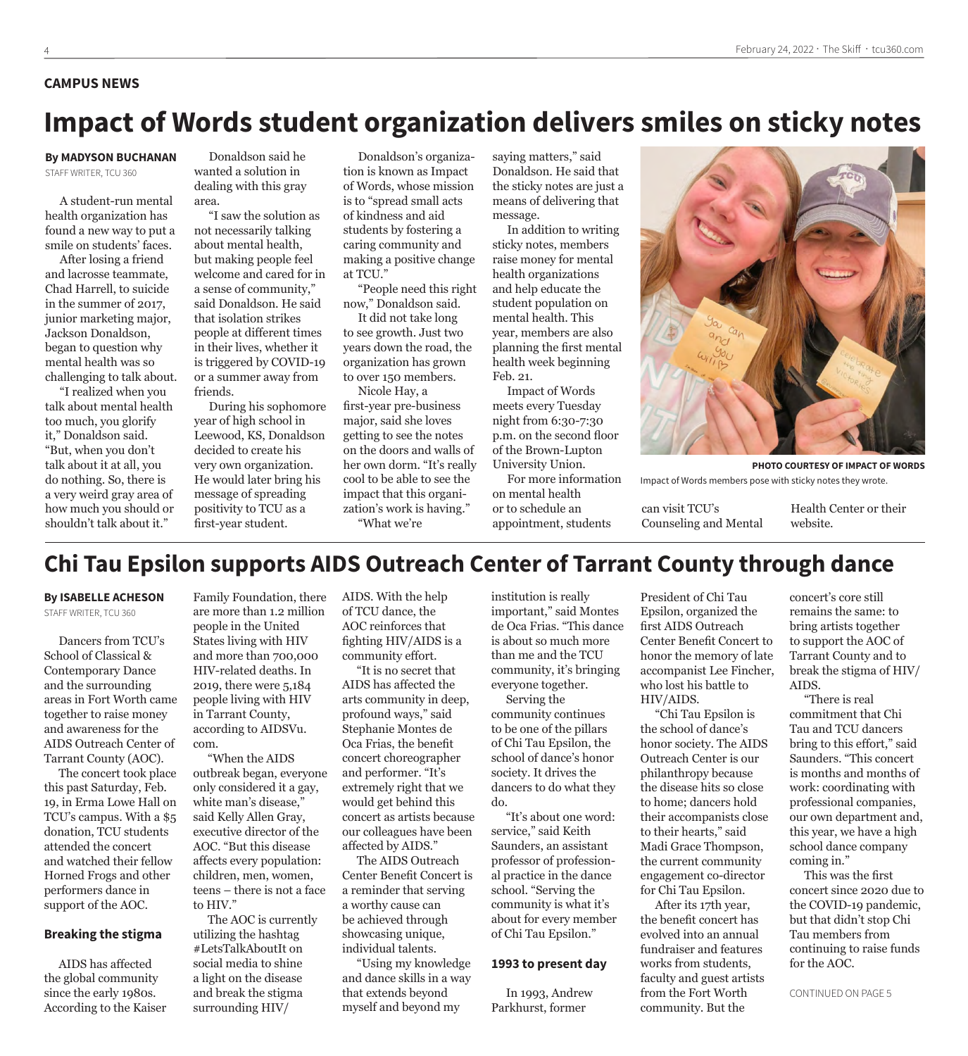CAMPUS NEWS

# Impact of Words student organization delivers smiles on sticky notes

**By MADYSON BUCHANAN**
STAFF WRITER, TCU 360

A student-run mental health organization has found a new way to put a smile on students' faces.

After losing a friend and lacrosse teammate, Chad Harrell, to suicide in the summer of 2017, junior marketing major, Jackson Donaldson, began to question why mental health was so challenging to talk about.

"I realized when you talk about mental health too much, you glorify it," Donaldson said. "But, when you don't talk about it at all, you do nothing. So, there is a very weird gray area of how much you should or shouldn't talk about it."

Donaldson said he wanted a solution in dealing with this gray area.

"I saw the solution as not necessarily talking about mental health, but making people feel welcome and cared for in a sense of community," said Donaldson. He said that isolation strikes people at different times in their lives, whether it is triggered by COVID-19 or a summer away from friends.

During his sophomore year of high school in Leewood, KS, Donaldson decided to create his very own organization. He would later bring his message of spreading positivity to TCU as a first-year student.

Donaldson's organization is known as Impact of Words, whose mission is to "spread small acts of kindness and aid students by fostering a caring community and making a positive change at TCU."

"People need this right now," Donaldson said.

It did not take long to see growth. Just two years down the road, the organization has grown to over 150 members.

Nicole Hay, a first-year pre-business major, said she loves getting to see the notes on the doors and walls of her own dorm. "It's really cool to be able to see the impact that this organization's work is having."

"What we're saying matters," said Donaldson. He said that the sticky notes are just a means of delivering that message.

In addition to writing sticky notes, members raise money for mental health organizations and help educate the student population on mental health. This year, members are also planning the first mental health week beginning Feb. 21.

Impact of Words meets every Tuesday night from 6:30-7:30 p.m. on the second floor of the Brown-Lupton University Union.

For more information on mental health or to schedule an appointment, students can visit TCU's Counseling and Mental Health Center or their website.

PHOTO COURTESY OF IMPACT OF WORDS
Impact of Words members pose with sticky notes they wrote.

# Chi Tau Epsilon supports AIDS Outreach Center of Tarrant County through dance

**By ISABELLE ACHESON**
STAFF WRITER, TCU 360

Dancers from TCU's School of Classical & Contemporary Dance and the surrounding areas in Fort Worth came together to raise money and awareness for the AIDS Outreach Center of Tarrant County (AOC).

The concert took place this past Saturday, Feb. 19, in Erma Lowe Hall on TCU's campus. With a $5 donation, TCU students attended the concert and watched their fellow Horned Frogs and other performers dance in support of the AOC.

## Breaking the stigma

AIDS has affected the global community since the early 1980s. According to the Kaiser Family Foundation, there are more than 1.2 million people in the United States living with HIV and more than 700,000 HIV-related deaths. In 2019, there were 5,184 people living with HIV in Tarrant County, according to AIDSVu.com.

"When the AIDS outbreak began, everyone only considered it a gay, white man's disease," said Kelly Allen Gray, executive director of the AOC. "But this disease affects every population: children, men, women, teens – there is not a face to HIV."

The AOC is currently utilizing the hashtag #LetsTalkAboutIt on social media to shine a light on the disease and break the stigma surrounding HIV/AIDS. With the help of TCU dance, the AOC reinforces that fighting HIV/AIDS is a community effort.

"It is no secret that AIDS has affected the arts community in deep, profound ways," said Stephanie Montes de Oca Frias, the benefit concert choreographer and performer. "It's extremely right that we would get behind this concert as artists because our colleagues have been affected by AIDS."

The AIDS Outreach Center Benefit Concert is a reminder that serving a worthy cause can be achieved through showcasing unique, individual talents.

"Using my knowledge and dance skills in a way that extends beyond myself and beyond my institution is really important," said Montes de Oca Frias. "This dance is about so much more than me and the TCU community, it's bringing everyone together.

Serving the community continues to be one of the pillars of Chi Tau Epsilon, the school of dance's honor society. It drives the dancers to do what they do.

"It's about one word: service," said Keith Saunders, an assistant professor of professional practice in the dance school. "Serving the community is what it's about for every member of Chi Tau Epsilon."

## 1993 to present day

In 1993, Andrew Parkhurst, former President of Chi Tau Epsilon, organized the first AIDS Outreach Center Benefit Concert to honor the memory of late accompanist Lee Fincher, who lost his battle to HIV/AIDS.

"Chi Tau Epsilon is the school of dance's honor society. The AIDS Outreach Center is our philanthropy because the disease hits so close to home; dancers hold their accompanists close to their hearts," said Madi Grace Thompson, the current community engagement co-director for Chi Tau Epsilon.

After its 17th year, the benefit concert has evolved into an annual fundraiser and features works from students, faculty and guest artists from the Fort Worth community. But the concert's core still remains the same: to bring artists together to support the AOC of Tarrant County and to break the stigma of HIV/AIDS.

"There is real commitment that Chi Tau and TCU dancers bring to this effort," said Saunders. "This concert is months and months of work: coordinating with professional companies, our own department and, this year, we have a high school dance company coming in."

This was the first concert since 2020 due to the COVID-19 pandemic, but that didn't stop Chi Tau members from continuing to raise funds for the AOC.

CONTINUED ON PAGE 5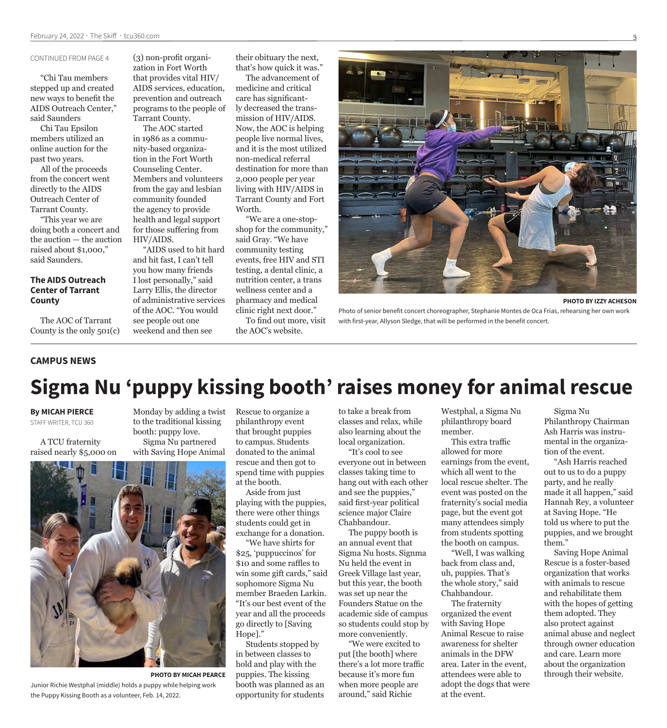CONTINUED FROM PAGE 4

"Chi Tau members stepped up and created new ways to benefit the AIDS Outreach Center," said Saunders

Chi Tau Epsilon members utilized an online auction for the past two years.

All of the proceeds from the concert went directly to the AIDS Outreach Center of Tarrant County.

"This year we are doing both a concert and the auction — the auction raised about $1,000," said Saunders.

### The AIDS Outreach Center of Tarrant County

The AOC of Tarrant County is the only 501(c)(3) non-profit organization in Fort Worth that provides vital HIV/AIDS services, education, prevention and outreach programs to the people of Tarrant County.

The AOC started in 1986 as a community-based organization in the Fort Worth Counseling Center. Members and volunteers from the gay and lesbian community founded the agency to provide health and legal support for those suffering from HIV/AIDS.

"AIDS used to hit hard and hit fast, I can't tell you how many friends I lost personally," said Larry Ellis, the director of administrative services of the AOC. "You would see people out one weekend and then see their obituary the next, that's how quick it was."

The advancement of medicine and critical care has significantly decreased the transmission of HIV/AIDS. Now, the AOC is helping people live normal lives, and it is the most utilized non-medical referral destination for more than 2,000 people per year living with HIV/AIDS in Tarrant County and Fort Worth.

"We are a one-stop-shop for the community," said Gray. "We have community testing events, free HIV and STI testing, a dental clinic, a nutrition center, a trans wellness center and a pharmacy and medical clinic right next door."

To find out more, visit the AOC's website.

PHOTO BY IZZY ACHESON

Photo of senior benefit concert choreographer, Stephanie Montes de Oca Frias, rehearsing her own work with first-year, Allyson Sledge, that will be performed in the benefit concert.

CAMPUS NEWS

# Sigma Nu 'puppy kissing booth' raises money for animal rescue

**By MICAH PIERCE**
STAFF WRITER, TCU 360

A TCU fraternity raised nearly $5,000 on Monday by adding a twist to the traditional kissing booth: puppy love.

Sigma Nu partnered with Saving Hope Animal Rescue to organize a philanthropy event that brought puppies to campus. Students donated to the animal rescue and then got to spend time with puppies at the booth.

Aside from just playing with the puppies, there were other things students could get in exchange for a donation.

"We have shirts for $25, 'puppuccinos' for $10 and some raffles to win some gift cards," said sophomore Sigma Nu member Braeden Larkin. "It's our best event of the year and all the proceeds go directly to [Saving Hope]."

Students stopped by in between classes to hold and play with the puppies. The kissing booth was planned as an opportunity for students to take a break from classes and relax, while also learning about the local organization.

"It's cool to see everyone out in between classes taking time to hang out with each other and see the puppies," said first-year political science major Claire Chahbandour.

The puppy booth is an annual event that Sigma Nu hosts. Signma Nu held the event in Greek Village last year, but this year, the booth was set up near the Founders Statue on the academic side of campus so students could stop by more conveniently.

"We were excited to put [the booth] where there's a lot more traffic because it's more fun when more people are around," said Richie Westphal, a Sigma Nu philanthropy board member.

This extra traffic allowed for more earnings from the event, which all went to the local rescue shelter. The event was posted on the fraternity's social media page, but the event got many attendees simply from students spotting the booth on campus.

"Well, I was walking back from class and, uh, puppies. That's the whole story," said Chahbandour.

The fraternity organized the event with Saving Hope Animal Rescue to raise awareness for shelter animals in the DFW area. Later in the event, attendees were able to adopt the dogs that were at the event.

Sigma Nu Philanthropy Chairman Ash Harris was instrumental in the organization of the event.

"Ash Harris reached out to us to do a puppy party, and he really made it all happen," said Hannah Rey, a volunteer at Saving Hope. "He told us where to put the puppies, and we brought them."

Saving Hope Animal Rescue is a foster-based organization that works with animals to rescue and rehabilitate them with the hopes of getting them adopted. They also protect against animal abuse and neglect through owner education and care. Learn more about the organization through their website.

PHOTO BY MICAH PEARCE

Junior Richie Westphal (middle) holds a puppy while helping work the Puppy Kissing Booth as a volunteer, Feb. 14, 2022.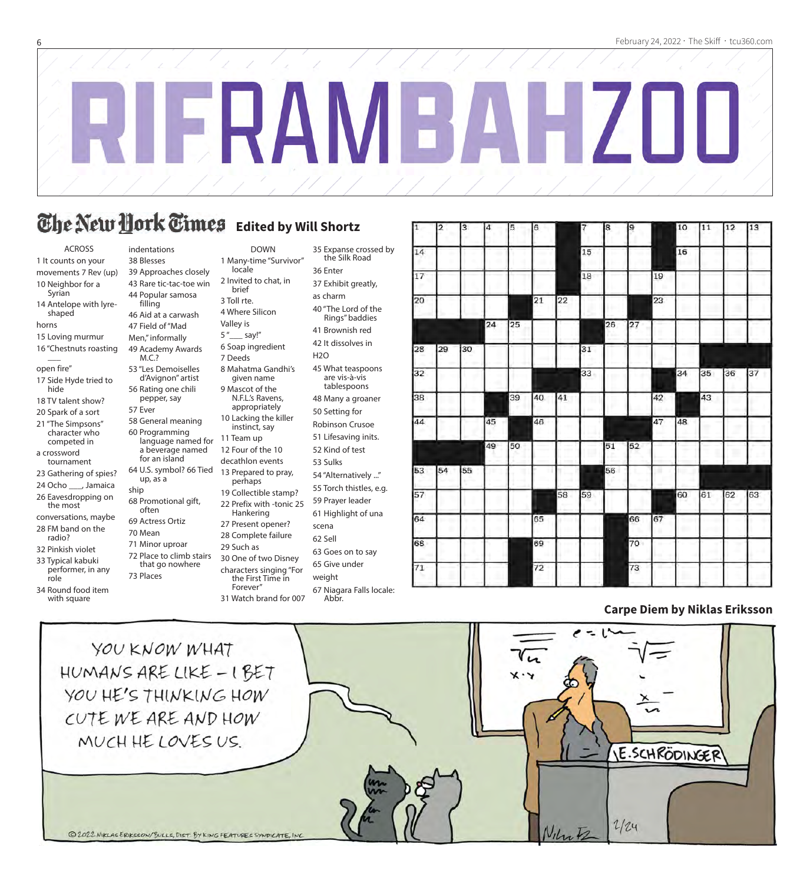# RIFRAMBAHZOO

## The New York Times Edited by Will Shortz

### ACROSS

1 It counts on your movements
7 Rev (up)
10 Neighbor for a Syrian
14 Antelope with lyre-shaped horns
15 Loving murmur
16 "Chestnuts roasting ___ open fire"
17 Side Hyde tried to hide
18 TV talent show?
20 Spark of a sort
21 "The Simpsons" character who competed in a crossword tournament
23 Gathering of spies?
24 Ocho ___, Jamaica
26 Eavesdropping on the most conversations, maybe
28 FM band on the radio?
32 Pinkish violet
33 Typical kabuki performer, in any role
34 Round food item with square indentations
38 Blesses
39 Approaches closely
43 Rare tic-tac-toe win
44 Popular samosa filling
46 Aid at a carwash
47 Field of "Mad Men," informally
49 Academy Awards M.C.?
53 "Les Demoiselles d'Avignon" artist
56 Rating one chili pepper, say
57 Ever
58 General meaning
60 Programming language named for a beverage named for an island
64 U.S. symbol?
66 Tied up, as a ship
68 Promotional gift, often
69 Actress Ortiz
70 Mean
71 Minor uproar
72 Place to climb stairs that go nowhere
73 Places

### DOWN

1 Many-time "Survivor" locale
2 Invited to chat, in brief
3 Toll rte.
4 Where Silicon Valley is
5 "___ say!"
6 Soap ingredient
7 Deeds
8 Mahatma Gandhi's given name
9 Mascot of the N.F.L.'s Ravens, appropriately
10 Lacking the killer instinct, say
11 Team up
12 Four of the 10 decathlon events
13 Prepared to pray, perhaps
19 Collectible stamp?
22 Prefix with -tonic
25 Hankering
27 Present opener?
28 Complete failure
29 Such as
30 One of two Disney characters singing "For the First Time in Forever"
31 Watch brand for 007
35 Expanse crossed by the Silk Road
36 Enter
37 Exhibit greatly, as charm
40 "The Lord of the Rings" baddies
41 Brownish red
42 It dissolves in $H_2O$
45 What teaspoons are vis-à-vis tablespoons
48 Many a groaner
50 Setting for Robinson Crusoe
51 Lifesaving inits.
52 Kind of test
53 Sulks
54 "Alternatively ..."
55 Torch thistles, e.g.
59 Prayer leader
61 Highlight of una scena
62 Sell
63 Goes on to say
65 Give under weight
67 Niagara Falls locale: Abbr.

## Carpe Diem by Niklas Eriksson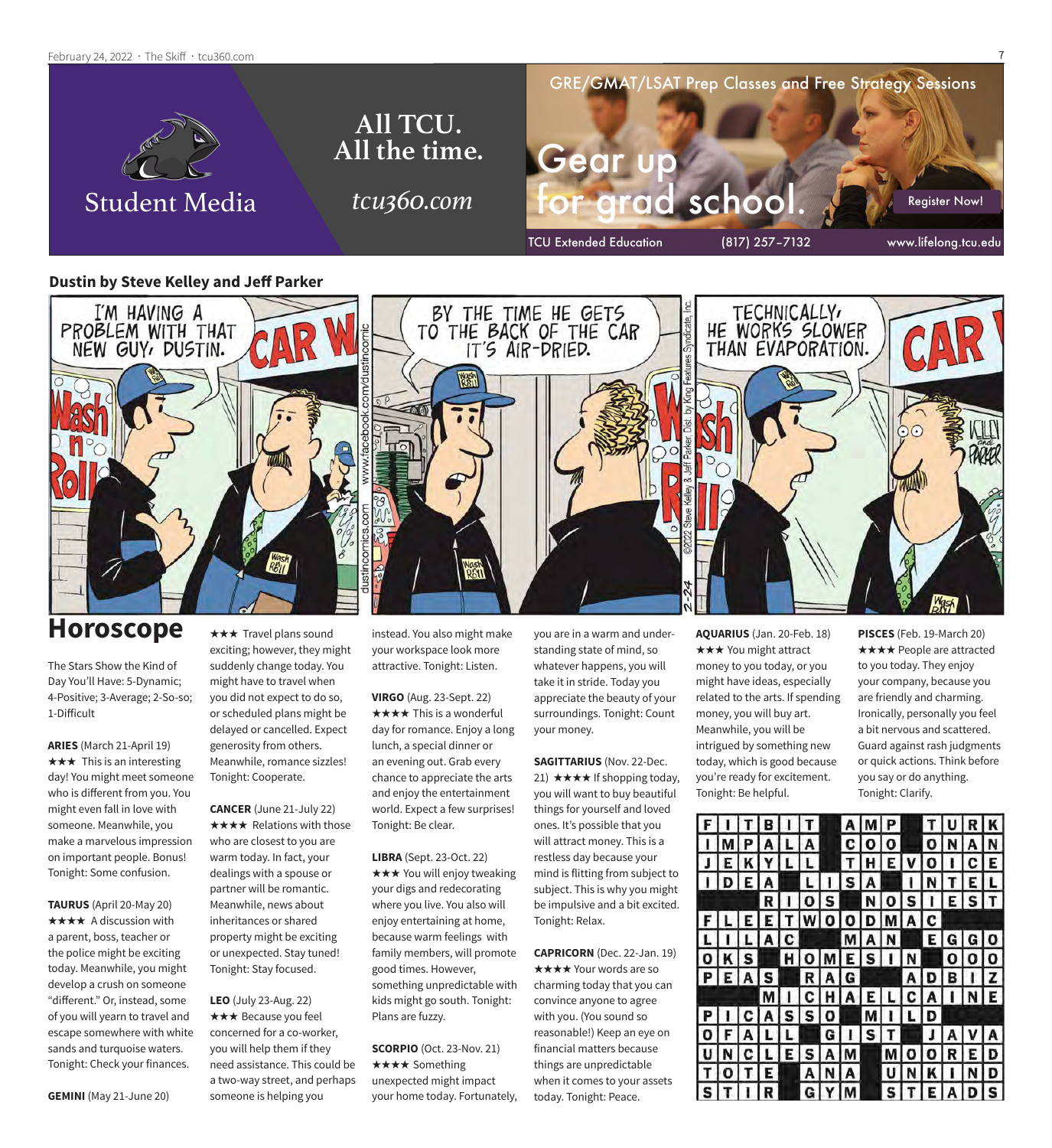Student Media

All TCU. All the time.

*tcu360.com*

GRE/GMAT/LSAT Prep Classes and Free Strategy Sessions

Gear up for grad school.

Register Now!

TCU Extended Education (817) 257-7132 www.lifelong.tcu.edu

## Dustin by Steve Kelley and Jeff Parker

I'M HAVING A PROBLEM WITH THAT NEW GUY, DUSTIN.

BY THE TIME HE GETS TO THE BACK OF THE CAR IT'S AIR-DRIED.

TECHNICALLY, HE WORKS SLOWER THAN EVAPORATION.

# Horoscope

The Stars Show the Kind of Day You'll Have: 5-Dynamic; 4-Positive; 3-Average; 2-So-so; 1-Difficult

**ARIES** (March 21-April 19) ★★★ This is an interesting day! You might meet someone who is different from you. You might even fall in love with someone. Meanwhile, you make a marvelous impression on important people. Bonus! Tonight: Some confusion.

**TAURUS** (April 20-May 20) ★★★★ A discussion with a parent, boss, teacher or the police might be exciting today. Meanwhile, you might develop a crush on someone "different." Or, instead, some of you will yearn to travel and escape somewhere with white sands and turquoise waters. Tonight: Check your finances.

**GEMINI** (May 21-June 20) ★★★ Travel plans sound exciting; however, they might suddenly change today. You might have to travel when you did not expect to do so, or scheduled plans might be delayed or cancelled. Expect generosity from others. Meanwhile, romance sizzles! Tonight: Cooperate.

**CANCER** (June 21-July 22) ★★★★ Relations with those who are closest to you are warm today. In fact, your dealings with a spouse or partner will be romantic. Meanwhile, news about inheritances or shared property might be exciting or unexpected. Stay tuned! Tonight: Stay focused.

**LEO** (July 23-Aug. 22) ★★★ Because you feel concerned for a co-worker, you will help them if they need assistance. This could be a two-way street, and perhaps someone is helping you instead. You also might make your workspace look more attractive. Tonight: Listen.

**VIRGO** (Aug. 23-Sept. 22) ★★★★ This is a wonderful day for romance. Enjoy a long lunch, a special dinner or an evening out. Grab every chance to appreciate the arts and enjoy the entertainment world. Expect a few surprises! Tonight: Be clear.

**LIBRA** (Sept. 23-Oct. 22) ★★★ You will enjoy tweaking your digs and redecorating where you live. You also will enjoy entertaining at home, because warm feelings with family members, will promote good times. However, something unpredictable with kids might go south. Tonight: Plans are fuzzy.

**SCORPIO** (Oct. 23-Nov. 21) ★★★★ Something unexpected might impact your home today. Fortunately, you are in a warm and understanding state of mind, so whatever happens, you will take it in stride. Today you appreciate the beauty of your surroundings. Tonight: Count your money.

**SAGITTARIUS** (Nov. 22-Dec. 21) ★★★★ If shopping today, you will want to buy beautiful things for yourself and loved ones. It's possible that you will attract money. This is a restless day because your mind is flitting from subject to subject. This is why you might be impulsive and a bit excited. Tonight: Relax.

**CAPRICORN** (Dec. 22-Jan. 19) ★★★★ Your words are so charming today that you can convince anyone to agree with you. (You sound so reasonable!) Keep an eye on financial matters because things are unpredictable when it comes to your assets today. Tonight: Peace.

**AQUARIUS** (Jan. 20-Feb. 18) ★★★ You might attract money to you today, or you might have ideas, especially related to the arts. If spending money, you will buy art. Meanwhile, you will be intrigued by something new today, which is good because you're ready for excitement. Tonight: Be helpful.

**PISCES** (Feb. 19-March 20) ★★★★ People are attracted to you today. They enjoy your company, because you are friendly and charming. Ironically, personally you feel a bit nervous and scattered. Guard against rash judgments or quick actions. Think before you say or do anything. Tonight: Clarify.

| | | | | | | | | | | | | | | | |
|---|---|---|---|---|---|---|---|---|---|---|---|---|---|---|---|
| F | I | T | B | I | T | | A | M | P | | T | U | R | K |
| I | M | P | A | L | A | | C | O | O | | O | N | A | N |
| J | E | K | Y | L | L | | T | H | E | V | O | I | C | E |
| I | D | E | A | | L | I | S | A | | I | N | T | E | L |
| | | | R | I | O | S | | N | O | S | I | E | S | T |
| F | L | E | E | T | W | O | O | D | M | A | C | | | |
| L | I | L | A | C | | | M | A | N | | E | G | G | O |
| O | K | S | | H | O | M | E | S | I | N | | O | O | O |
| P | E | A | S | | R | A | G | | | A | D | B | I | Z |
| | | | M | I | C | H | A | E | L | C | A | I | N | E |
| P | I | C | A | S | S | O | | M | I | L | D | | | |
| O | F | A | L | L | | G | I | S | T | | J | A | V | A |
| U | N | C | L | E | S | A | M | | M | O | O | R | E | D |
| T | O | T | E | | A | N | A | | U | N | K | I | N | D |
| S | T | I | R | | G | Y | M | | S | T | E | A | D | S |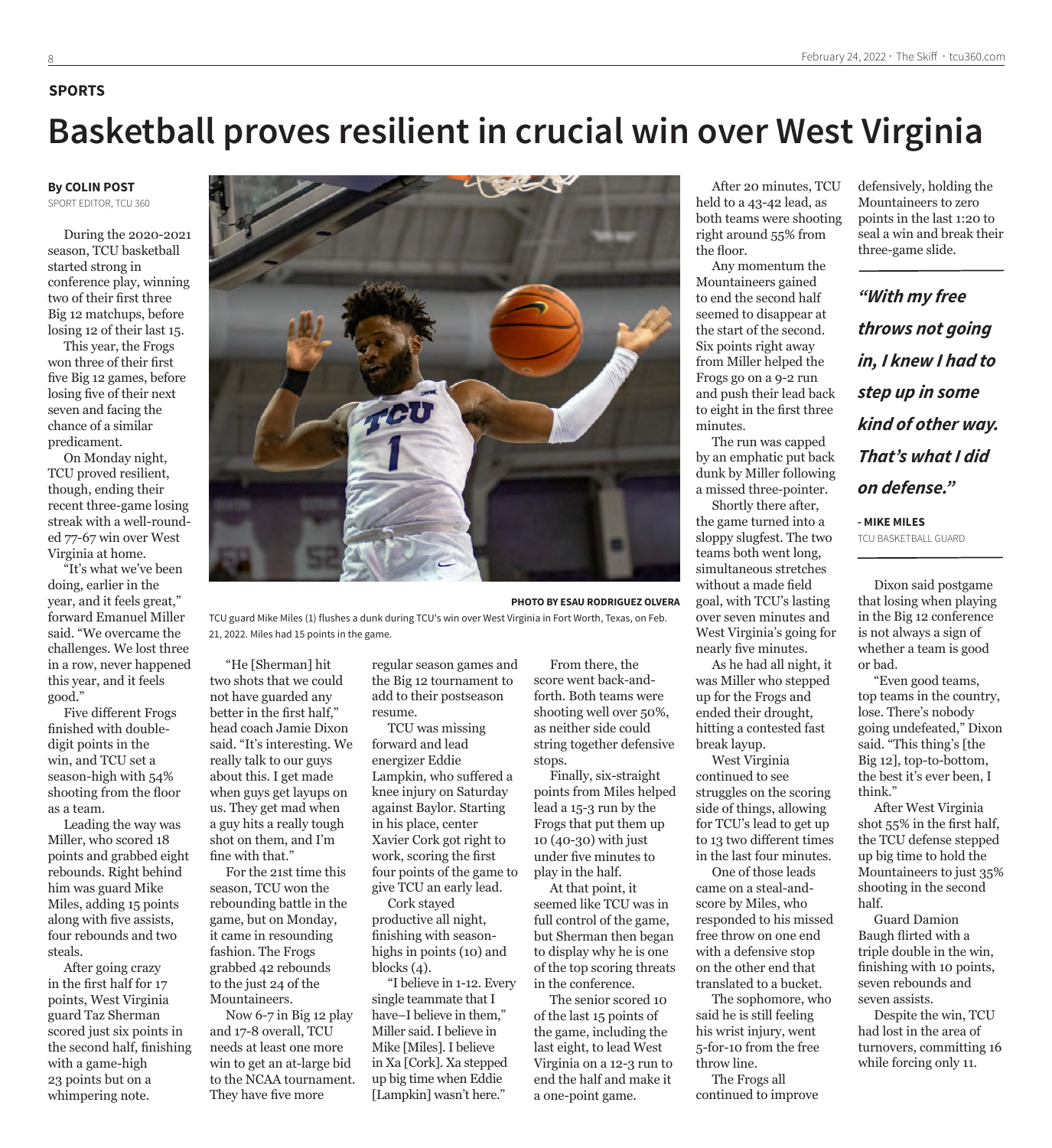SPORTS

# Basketball proves resilient in crucial win over West Virginia

**By COLIN POST**
SPORT EDITOR, TCU 360

During the 2020-2021 season, TCU basketball started strong in conference play, winning two of their first three Big 12 matchups, before losing 12 of their last 15.

This year, the Frogs won three of their first five Big 12 games, before losing five of their next seven and facing the chance of a similar predicament.

On Monday night, TCU proved resilient, though, ending their recent three-game losing streak with a well-rounded 77-67 win over West Virginia at home.

"It's what we've been doing, earlier in the year, and it feels great," forward Emanuel Miller said. "We overcame the challenges. We lost three in a row, never happened this year, and it feels good."

Five different Frogs finished with double-digit points in the win, and TCU set a season-high with 54% shooting from the floor as a team.

Leading the way was Miller, who scored 18 points and grabbed eight rebounds. Right behind him was guard Mike Miles, adding 15 points along with five assists, four rebounds and two steals.

After going crazy in the first half for 17 points, West Virginia guard Taz Sherman scored just six points in the second half, finishing with a game-high 23 points but on a whimpering note.

PHOTO BY ESAU RODRIGUEZ OLVERA

TCU guard Mike Miles (1) flushes a dunk during TCU's win over West Virginia in Fort Worth, Texas, on Feb. 21, 2022. Miles had 15 points in the game.

"He [Sherman] hit two shots that we could not have guarded any better in the first half," head coach Jamie Dixon said. "It's interesting. We really talk to our guys about this. I get made when guys get layups on us. They get mad when a guy hits a really tough shot on them, and I'm fine with that."

For the 21st time this season, TCU won the rebounding battle in the game, but on Monday, it came in resounding fashion. The Frogs grabbed 42 rebounds to the just 24 of the Mountaineers.

Now 6-7 in Big 12 play and 17-8 overall, TCU needs at least one more win to get an at-large bid to the NCAA tournament. They have five more regular season games and the Big 12 tournament to add to their postseason resume.

TCU was missing forward and lead energizer Eddie Lampkin, who suffered a knee injury on Saturday against Baylor. Starting in his place, center Xavier Cork got right to work, scoring the first four points of the game to give TCU an early lead.

Cork stayed productive all night, finishing with season-highs in points (10) and blocks (4).

"I believe in 1-12. Every single teammate that I have–I believe in them," Miller said. I believe in Mike [Miles]. I believe in Xa [Cork]. Xa stepped up big time when Eddie [Lampkin] wasn't here."

From there, the score went back-and-forth. Both teams were shooting well over 50%, as neither side could string together defensive stops.

Finally, six-straight points from Miles helped lead a 15-3 run by the Frogs that put them up 10 (40-30) with just under five minutes to play in the half.

At that point, it seemed like TCU was in full control of the game, but Sherman then began to display why he is one of the top scoring threats in the conference.

The senior scored 10 of the last 15 points of the game, including the last eight, to lead West Virginia on a 12-3 run to end the half and make it a one-point game.

After 20 minutes, TCU held to a 43-42 lead, as both teams were shooting right around 55% from the floor.

Any momentum the Mountaineers gained to end the second half seemed to disappear at the start of the second. Six points right away from Miller helped the Frogs go on a 9-2 run and push their lead back to eight in the first three minutes.

The run was capped by an emphatic put back dunk by Miller following a missed three-pointer.

Shortly there after, the game turned into a sloppy slugfest. The two teams both went long, simultaneous stretches without a made field goal, with TCU's lasting over seven minutes and West Virginia's going for nearly five minutes.

As he had all night, it was Miller who stepped up for the Frogs and ended their drought, hitting a contested fast break layup.

West Virginia continued to see struggles on the scoring side of things, allowing for TCU's lead to get up to 13 two different times in the last four minutes.

One of those leads came on a steal-and-score by Miles, who responded to his missed free throw on one end with a defensive stop on the other end that translated to a bucket.

The sophomore, who said he is still feeling his wrist injury, went 5-for-10 from the free throw line.

The Frogs all continued to improve defensively, holding the Mountaineers to zero points in the last 1:20 to seal a win and break their three-game slide.

> ***"With my free throws not going in, I knew I had to step up in some kind of other way. That's what I did on defense."***
>
> **- MIKE MILES**
> TCU BASKETBALL GUARD

Dixon said postgame that losing when playing in the Big 12 conference is not always a sign of whether a team is good or bad.

"Even good teams, top teams in the country, lose. There's nobody going undefeated," Dixon said. "This thing's [the Big 12], top-to-bottom, the best it's ever been, I think."

After West Virginia shot 55% in the first half, the TCU defense stepped up big time to hold the Mountaineers to just 35% shooting in the second half.

Guard Damion Baugh flirted with a triple double in the win, finishing with 10 points, seven rebounds and seven assists.

Despite the win, TCU had lost in the area of turnovers, committing 16 while forcing only 11.